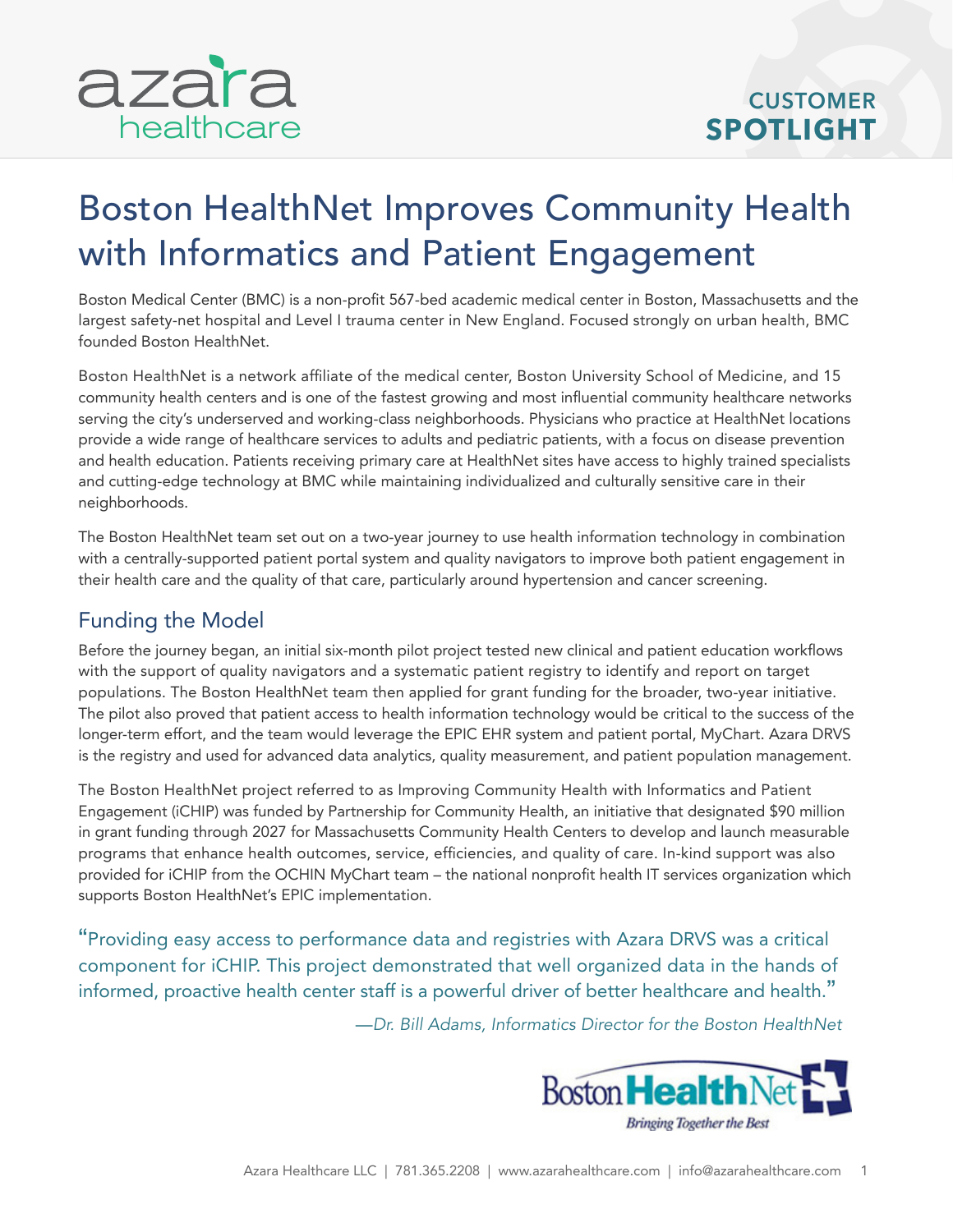azara healthcare

CUSTOMER SPOTLIGHT

# Boston HealthNet Improves Community Health with Informatics and Patient Engagement

Boston Medical Center (BMC) is a non-profit 567-bed academic medical center in Boston, Massachusetts and the largest safety-net hospital and Level I trauma center in New England. Focused strongly on urban health, BMC founded Boston HealthNet.

Boston HealthNet is a network affiliate of the medical center, Boston University School of Medicine, and 15 community health centers and is one of the fastest growing and most influential community healthcare networks serving the city's underserved and working-class neighborhoods. Physicians who practice at HealthNet locations provide a wide range of healthcare services to adults and pediatric patients, with a focus on disease prevention and health education. Patients receiving primary care at HealthNet sites have access to highly trained specialists and cutting-edge technology at BMC while maintaining individualized and culturally sensitive care in their neighborhoods.

The Boston HealthNet team set out on a two-year journey to use health information technology in combination with a centrally-supported patient portal system and quality navigators to improve both patient engagement in their health care and the quality of that care, particularly around hypertension and cancer screening.

## Funding the Model

Before the journey began, an initial six-month pilot project tested new clinical and patient education workflows with the support of quality navigators and a systematic patient registry to identify and report on target populations. The Boston HealthNet team then applied for grant funding for the broader, two-year initiative. The pilot also proved that patient access to health information technology would be critical to the success of the longer-term effort, and the team would leverage the EPIC EHR system and patient portal, MyChart. Azara DRVS is the registry and used for advanced data analytics, quality measurement, and patient population management.

The Boston HealthNet project referred to as Improving Community Health with Informatics and Patient Engagement (iCHIP) was funded by Partnership for Community Health, an initiative that designated $90 million in grant funding through 2027 for Massachusetts Community Health Centers to develop and launch measurable programs that enhance health outcomes, service, efficiencies, and quality of care. In-kind support was also provided for iCHIP from the OCHIN MyChart team – the national nonprofit health IT services organization which supports Boston HealthNet's EPIC implementation.

> "Providing easy access to performance data and registries with Azara DRVS was a critical component for iCHIP. This project demonstrated that well organized data in the hands of informed, proactive health center staff is a powerful driver of better healthcare and health."
>
> *—Dr. Bill Adams, Informatics Director for the Boston HealthNet*

Boston HealthNet
*Bringing Together the Best*

Azara Healthcare LLC | 781.365.2208 | www.azarahealthcare.com | info@azarahealthcare.com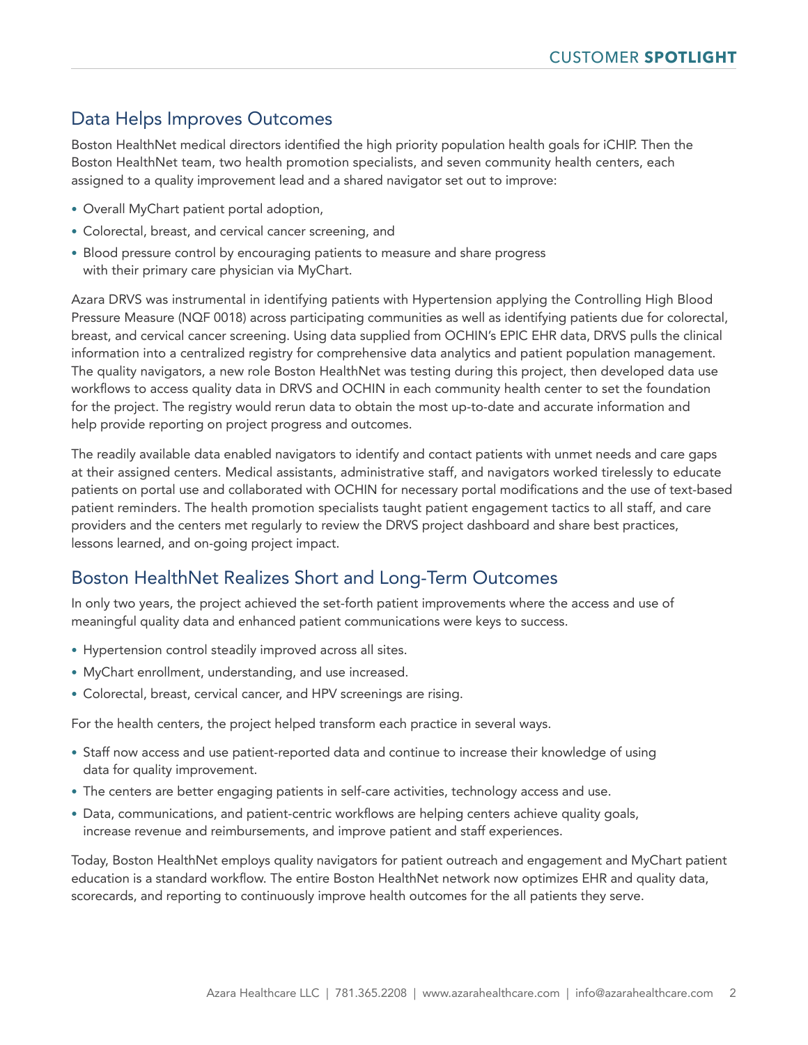## Data Helps Improves Outcomes

Boston HealthNet medical directors identified the high priority population health goals for iCHIP. Then the Boston HealthNet team, two health promotion specialists, and seven community health centers, each assigned to a quality improvement lead and a shared navigator set out to improve:

- Overall MyChart patient portal adoption,
- Colorectal, breast, and cervical cancer screening, and
- Blood pressure control by encouraging patients to measure and share progress with their primary care physician via MyChart.

Azara DRVS was instrumental in identifying patients with Hypertension applying the Controlling High Blood Pressure Measure (NQF 0018) across participating communities as well as identifying patients due for colorectal, breast, and cervical cancer screening. Using data supplied from OCHIN's EPIC EHR data, DRVS pulls the clinical information into a centralized registry for comprehensive data analytics and patient population management. The quality navigators, a new role Boston HealthNet was testing during this project, then developed data use workflows to access quality data in DRVS and OCHIN in each community health center to set the foundation for the project. The registry would rerun data to obtain the most up-to-date and accurate information and help provide reporting on project progress and outcomes.

The readily available data enabled navigators to identify and contact patients with unmet needs and care gaps at their assigned centers. Medical assistants, administrative staff, and navigators worked tirelessly to educate patients on portal use and collaborated with OCHIN for necessary portal modifications and the use of text-based patient reminders. The health promotion specialists taught patient engagement tactics to all staff, and care providers and the centers met regularly to review the DRVS project dashboard and share best practices, lessons learned, and on-going project impact.

## Boston HealthNet Realizes Short and Long-Term Outcomes

In only two years, the project achieved the set-forth patient improvements where the access and use of meaningful quality data and enhanced patient communications were keys to success.

- Hypertension control steadily improved across all sites.
- MyChart enrollment, understanding, and use increased.
- Colorectal, breast, cervical cancer, and HPV screenings are rising.

For the health centers, the project helped transform each practice in several ways.

- Staff now access and use patient-reported data and continue to increase their knowledge of using data for quality improvement.
- The centers are better engaging patients in self-care activities, technology access and use.
- Data, communications, and patient-centric workflows are helping centers achieve quality goals, increase revenue and reimbursements, and improve patient and staff experiences.

Today, Boston HealthNet employs quality navigators for patient outreach and engagement and MyChart patient education is a standard workflow. The entire Boston HealthNet network now optimizes EHR and quality data, scorecards, and reporting to continuously improve health outcomes for the all patients they serve.